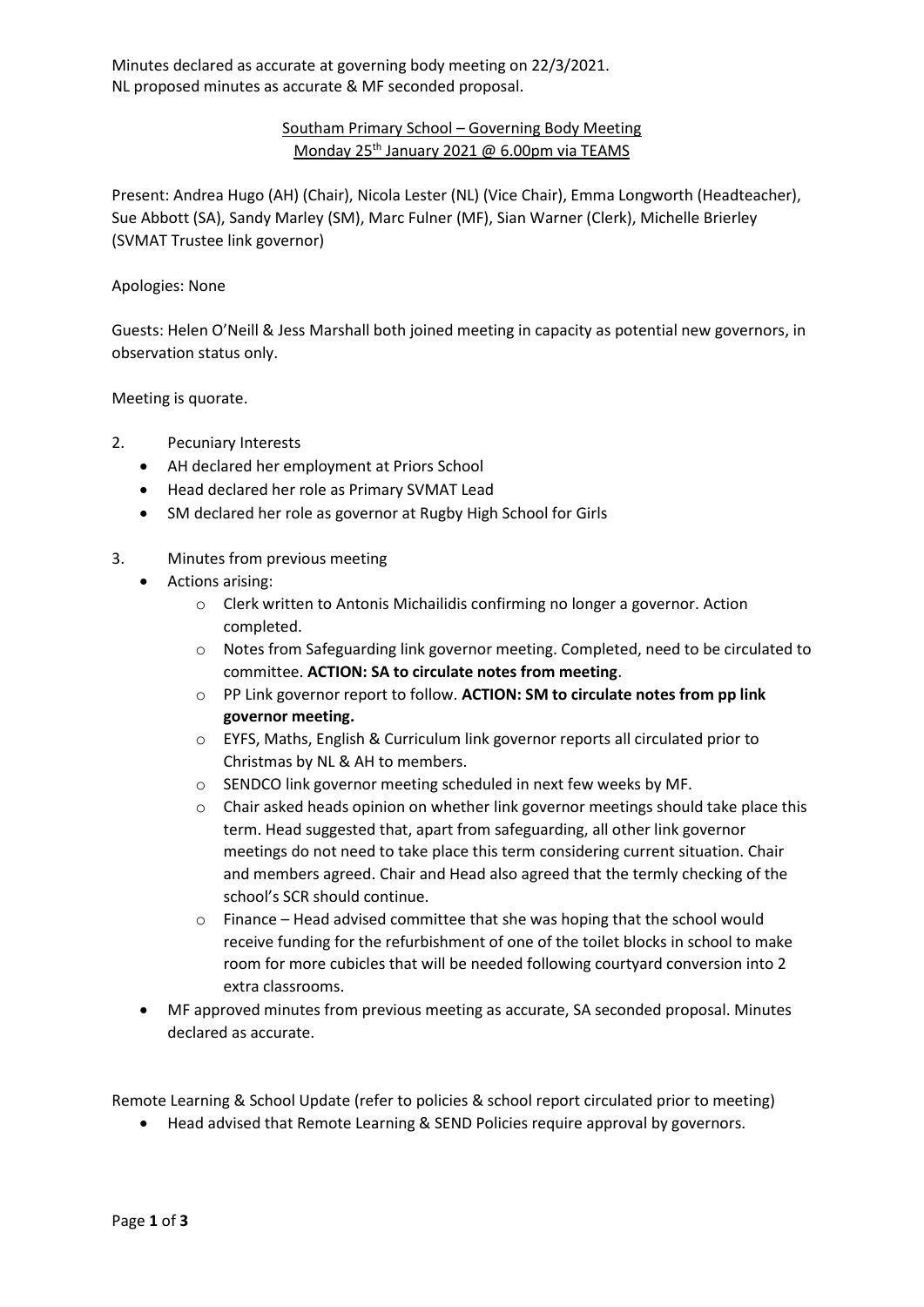Minutes declared as accurate at governing body meeting on 22/3/2021.
NL proposed minutes as accurate & MF seconded proposal.

Southam Primary School – Governing Body Meeting
Monday 25th January 2021 @ 6.00pm via TEAMS

Present: Andrea Hugo (AH) (Chair), Nicola Lester (NL) (Vice Chair), Emma Longworth (Headteacher), Sue Abbott (SA), Sandy Marley (SM), Marc Fulner (MF), Sian Warner (Clerk), Michelle Brierley (SVMAT Trustee link governor)

Apologies: None

Guests: Helen O'Neill & Jess Marshall both joined meeting in capacity as potential new governors, in observation status only.

Meeting is quorate.

2. Pecuniary Interests
   - AH declared her employment at Priors School
   - Head declared her role as Primary SVMAT Lead
   - SM declared her role as governor at Rugby High School for Girls

3. Minutes from previous meeting
   - Actions arising:
     - Clerk written to Antonis Michailidis confirming no longer a governor. Action completed.
     - Notes from Safeguarding link governor meeting. Completed, need to be circulated to committee. **ACTION: SA to circulate notes from meeting**.
     - PP Link governor report to follow. **ACTION: SM to circulate notes from pp link governor meeting.**
     - EYFS, Maths, English & Curriculum link governor reports all circulated prior to Christmas by NL & AH to members.
     - SENDCO link governor meeting scheduled in next few weeks by MF.
     - Chair asked heads opinion on whether link governor meetings should take place this term. Head suggested that, apart from safeguarding, all other link governor meetings do not need to take place this term considering current situation. Chair and members agreed. Chair and Head also agreed that the termly checking of the school's SCR should continue.
     - Finance – Head advised committee that she was hoping that the school would receive funding for the refurbishment of one of the toilet blocks in school to make room for more cubicles that will be needed following courtyard conversion into 2 extra classrooms.
   - MF approved minutes from previous meeting as accurate, SA seconded proposal. Minutes declared as accurate.

Remote Learning & School Update (refer to policies & school report circulated prior to meeting)

- Head advised that Remote Learning & SEND Policies require approval by governors.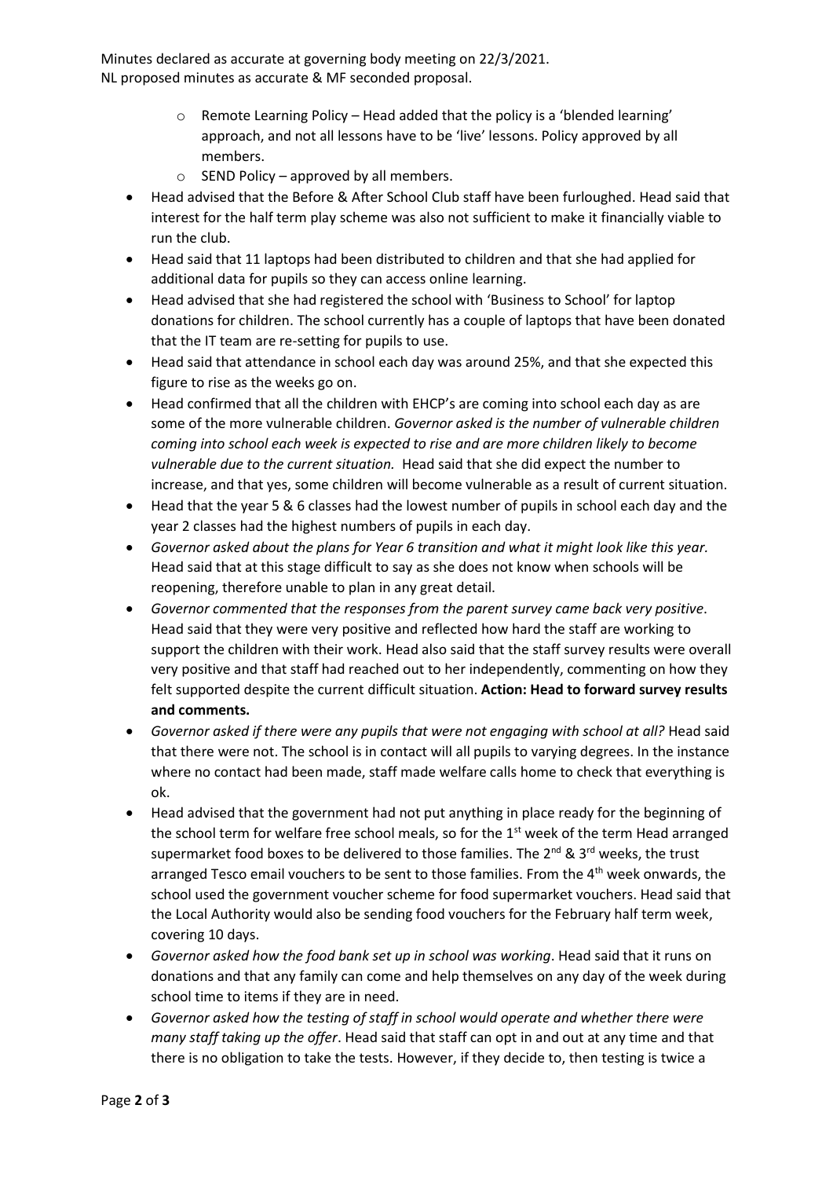Minutes declared as accurate at governing body meeting on 22/3/2021.
NL proposed minutes as accurate & MF seconded proposal.

  - Remote Learning Policy – Head added that the policy is a 'blended learning' approach, and not all lessons have to be 'live' lessons. Policy approved by all members.
  - SEND Policy – approved by all members.

- Head advised that the Before & After School Club staff have been furloughed. Head said that interest for the half term play scheme was also not sufficient to make it financially viable to run the club.
- Head said that 11 laptops had been distributed to children and that she had applied for additional data for pupils so they can access online learning.
- Head advised that she had registered the school with 'Business to School' for laptop donations for children. The school currently has a couple of laptops that have been donated that the IT team are re-setting for pupils to use.
- Head said that attendance in school each day was around 25%, and that she expected this figure to rise as the weeks go on.
- Head confirmed that all the children with EHCP's are coming into school each day as are some of the more vulnerable children. *Governor asked is the number of vulnerable children coming into school each week is expected to rise and are more children likely to become vulnerable due to the current situation.* Head said that she did expect the number to increase, and that yes, some children will become vulnerable as a result of current situation.
- Head that the year 5 & 6 classes had the lowest number of pupils in school each day and the year 2 classes had the highest numbers of pupils in each day.
- *Governor asked about the plans for Year 6 transition and what it might look like this year.* Head said that at this stage difficult to say as she does not know when schools will be reopening, therefore unable to plan in any great detail.
- *Governor commented that the responses from the parent survey came back very positive*. Head said that they were very positive and reflected how hard the staff are working to support the children with their work. Head also said that the staff survey results were overall very positive and that staff had reached out to her independently, commenting on how they felt supported despite the current difficult situation. **Action: Head to forward survey results and comments.**
- *Governor asked if there were any pupils that were not engaging with school at all?* Head said that there were not. The school is in contact will all pupils to varying degrees. In the instance where no contact had been made, staff made welfare calls home to check that everything is ok.
- Head advised that the government had not put anything in place ready for the beginning of the school term for welfare free school meals, so for the 1st week of the term Head arranged supermarket food boxes to be delivered to those families. The 2nd & 3rd weeks, the trust arranged Tesco email vouchers to be sent to those families. From the 4th week onwards, the school used the government voucher scheme for food supermarket vouchers. Head said that the Local Authority would also be sending food vouchers for the February half term week, covering 10 days.
- *Governor asked how the food bank set up in school was working*. Head said that it runs on donations and that any family can come and help themselves on any day of the week during school time to items if they are in need.
- *Governor asked how the testing of staff in school would operate and whether there were many staff taking up the offer*. Head said that staff can opt in and out at any time and that there is no obligation to take the tests. However, if they decide to, then testing is twice a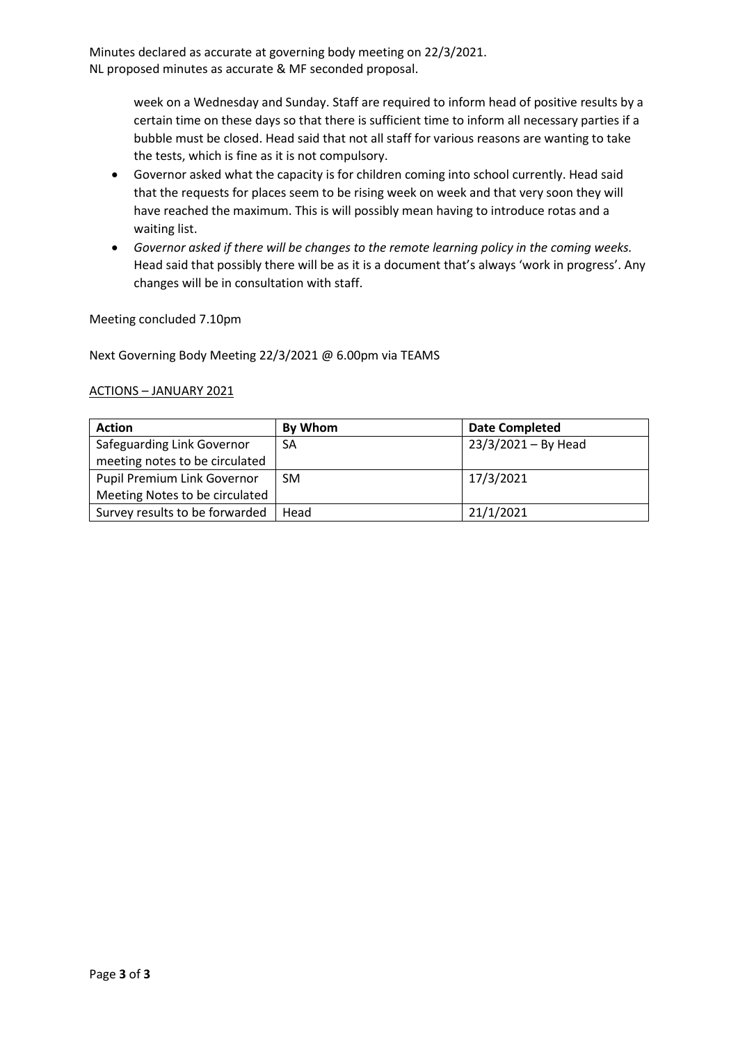Minutes declared as accurate at governing body meeting on 22/3/2021.
NL proposed minutes as accurate & MF seconded proposal.

week on a Wednesday and Sunday. Staff are required to inform head of positive results by a certain time on these days so that there is sufficient time to inform all necessary parties if a bubble must be closed. Head said that not all staff for various reasons are wanting to take the tests, which is fine as it is not compulsory.

- Governor asked what the capacity is for children coming into school currently. Head said that the requests for places seem to be rising week on week and that very soon they will have reached the maximum. This is will possibly mean having to introduce rotas and a waiting list.
- *Governor asked if there will be changes to the remote learning policy in the coming weeks.* Head said that possibly there will be as it is a document that's always 'work in progress'. Any changes will be in consultation with staff.

Meeting concluded 7.10pm

Next Governing Body Meeting 22/3/2021 @ 6.00pm via TEAMS

<u>ACTIONS – JANUARY 2021</u>

| Action | By Whom | Date Completed |
|---|---|---|
| Safeguarding Link Governor meeting notes to be circulated | SA | 23/3/2021 – By Head |
| Pupil Premium Link Governor Meeting Notes to be circulated | SM | 17/3/2021 |
| Survey results to be forwarded | Head | 21/1/2021 |